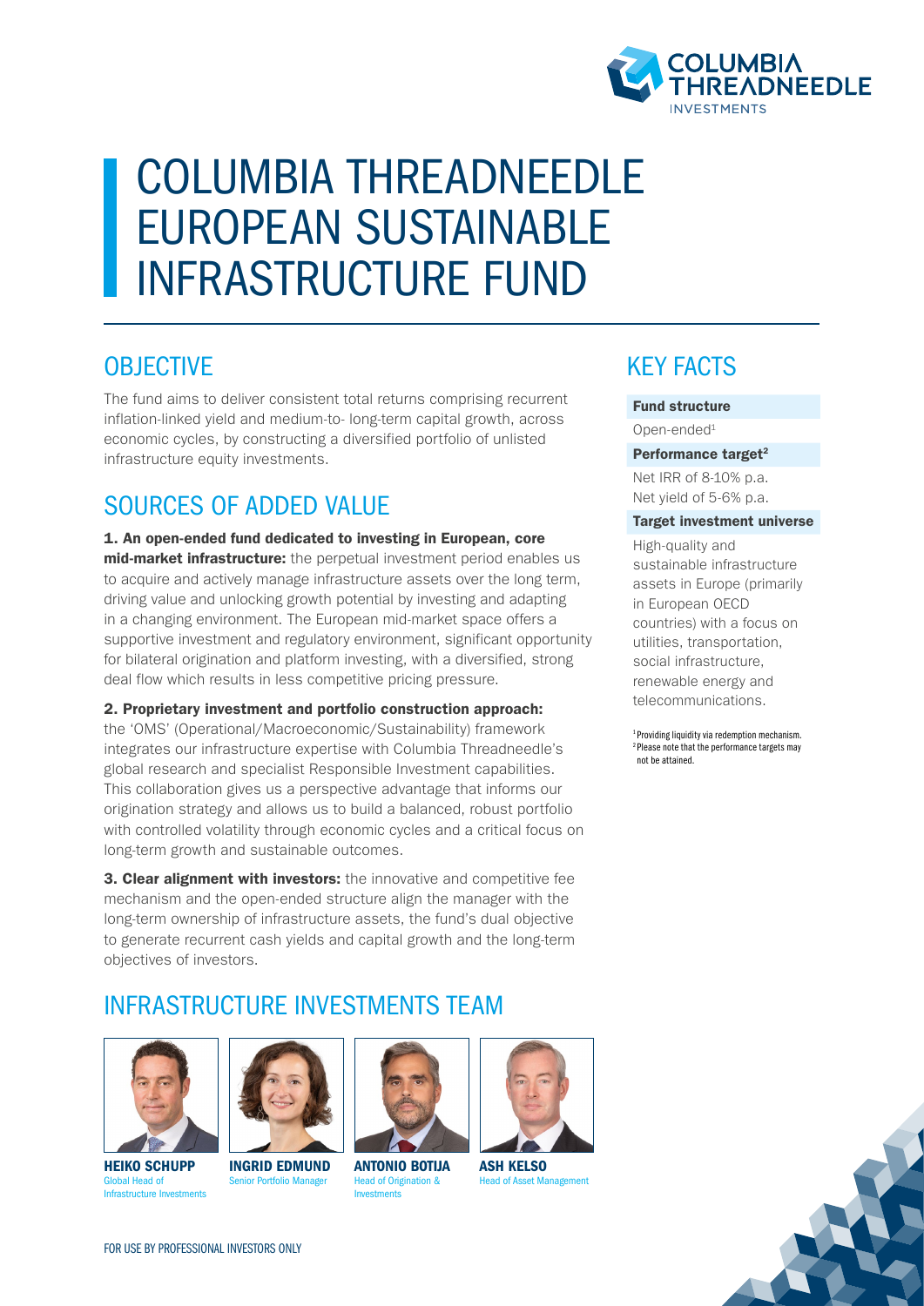# COLUMBIA THREADNEEDLE EUROPEAN SUSTAINABLE INFRASTRUCTURE FUND

## OBJECTIVE

The fund aims to deliver consistent total returns comprising recurrent inflation-linked yield and medium-to- long-term capital growth, across economic cycles, by constructing a diversified portfolio of unlisted infrastructure equity investments.

## SOURCES OF ADDED VALUE

**1. An open-ended fund dedicated to investing in European, core mid-market infrastructure:** the perpetual investment period enables us to acquire and actively manage infrastructure assets over the long term, driving value and unlocking growth potential by investing and adapting in a changing environment. The European mid-market space offers a supportive investment and regulatory environment, significant opportunity for bilateral origination and platform investing, with a diversified, strong deal flow which results in less competitive pricing pressure.

**2. Proprietary investment and portfolio construction approach:** the 'OMS' (Operational/Macroeconomic/Sustainability) framework integrates our infrastructure expertise with Columbia Threadneedle's global research and specialist Responsible Investment capabilities. This collaboration gives us a perspective advantage that informs our origination strategy and allows us to build a balanced, robust portfolio with controlled volatility through economic cycles and a critical focus on long-term growth and sustainable outcomes.

**3. Clear alignment with investors:** the innovative and competitive fee mechanism and the open-ended structure align the manager with the long-term ownership of infrastructure assets, the fund's dual objective to generate recurrent cash yields and capital growth and the long-term objectives of investors.

## KEY FACTS

**Fund structure**

Open-ended[1]

**Performance target[2]**

Net IRR of 8-10% p.a.
Net yield of 5-6% p.a.

**Target investment universe**

High-quality and sustainable infrastructure assets in Europe (primarily in European OECD countries) with a focus on utilities, transportation, social infrastructure, renewable energy and telecommunications.

[1] Providing liquidity via redemption mechanism.
[2] Please note that the performance targets may not be attained.

## INFRASTRUCTURE INVESTMENTS TEAM

**HEIKO SCHUPP**
Global Head of Infrastructure Investments

**INGRID EDMUND**
Senior Portfolio Manager

**ANTONIO BOTIJA**
Head of Origination & Investments

**ASH KELSO**
Head of Asset Management

FOR USE BY PROFESSIONAL INVESTORS ONLY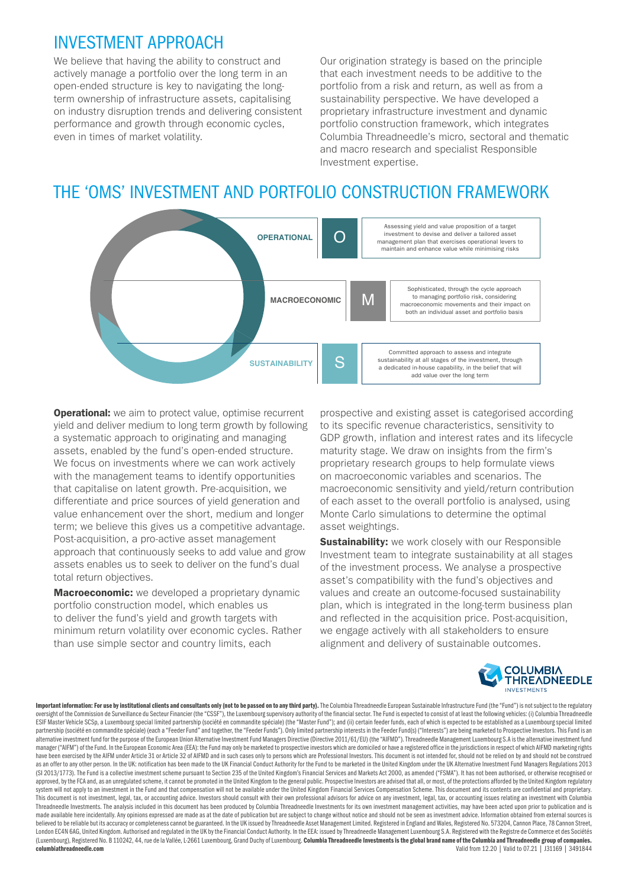# INVESTMENT APPROACH

We believe that having the ability to construct and actively manage a portfolio over the long term in an open-ended structure is key to navigating the long-term ownership of infrastructure assets, capitalising on industry disruption trends and delivering consistent performance and growth through economic cycles, even in times of market volatility.

Our origination strategy is based on the principle that each investment needs to be additive to the portfolio from a risk and return, as well as from a sustainability perspective. We have developed a proprietary infrastructure investment and dynamic portfolio construction framework, which integrates Columbia Threadneedle's micro, sectoral and thematic and macro research and specialist Responsible Investment expertise.

# THE 'OMS' INVESTMENT AND PORTFOLIO CONSTRUCTION FRAMEWORK

OPERATIONAL
O
Assessing yield and value proposition of a target investment to devise and deliver a tailored asset management plan that exercises operational levers to maintain and enhance value while minimising risks

MACROECONOMIC
M
Sophisticated, through the cycle approach to managing portfolio risk, considering macroeconomic movements and their impact on both an individual asset and portfolio basis

SUSTAINABILITY
S
Committed approach to assess and integrate sustainability at all stages of the investment, through a dedicated in-house capability, in the belief that will add value over the long term

**Operational:** we aim to protect value, optimise recurrent yield and deliver medium to long term growth by following a systematic approach to originating and managing assets, enabled by the fund's open-ended structure. We focus on investments where we can work actively with the management teams to identify opportunities that capitalise on latent growth. Pre-acquisition, we differentiate and price sources of yield generation and value enhancement over the short, medium and longer term; we believe this gives us a competitive advantage. Post-acquisition, a pro-active asset management approach that continuously seeks to add value and grow assets enables us to seek to deliver on the fund's dual total return objectives.

**Macroeconomic:** we developed a proprietary dynamic portfolio construction model, which enables us to deliver the fund's yield and growth targets with minimum return volatility over economic cycles. Rather than use simple sector and country limits, each prospective and existing asset is categorised according to its specific revenue characteristics, sensitivity to GDP growth, inflation and interest rates and its lifecycle maturity stage. We draw on insights from the firm's proprietary research groups to help formulate views on macroeconomic variables and scenarios. The macroeconomic sensitivity and yield/return contribution of each asset to the overall portfolio is analysed, using Monte Carlo simulations to determine the optimal asset weightings.

**Sustainability:** we work closely with our Responsible Investment team to integrate sustainability at all stages of the investment process. We analyse a prospective asset's compatibility with the fund's objectives and values and create an outcome-focused sustainability plan, which is integrated in the long-term business plan and reflected in the acquisition price. Post-acquisition, we engage actively with all stakeholders to ensure alignment and delivery of sustainable outcomes.

COLUMBIA THREADNEEDLE INVESTMENTS

**Important information: For use by institutional clients and consultants only (not to be passed on to any third party).** The Columbia Threadneedle European Sustainable Infrastructure Fund (the "Fund") is not subject to the regulatory oversight of the Commission de Surveillance du Secteur Financier (the "CSSF"), the Luxembourg supervisory authority of the financial sector. The Fund is expected to consist of at least the following vehicles: (i) Columbia Threadneedle ESIF Master Vehicle SCSp, a Luxembourg special limited partnership (société en commandite spéciale) (the "Master Fund"); and (ii) certain feeder funds, each of which is expected to be established as a Luxembourg special limited partnership (société en commandite spéciale) (each a "Feeder Fund" and together, the "Feeder Funds"). Only limited partnership interests in the Feeder Fund(s) ("Interests") are being marketed to Prospective Investors. This Fund is an alternative investment fund for the purpose of the European Union Alternative Investment Fund Managers Directive (Directive 2011/61/EU) (the "AIFMD"). Threadneedle Management Luxembourg S.A is the alternative investment fund manager ("AIFM") of the Fund. In the European Economic Area (EEA): the Fund may only be marketed to prospective investors which are domiciled or have a registered office in the jurisdictions in respect of which AIFMD marketing rights have been exercised by the AIFM under Article 31 or Article 32 of AIFMD and in such cases only to persons which are Professional Investors. This document is not intended for, should not be relied on by and should not be construed as an offer to any other person. In the UK: notification has been made to the UK Financial Conduct Authority for the Fund to be marketed in the United Kingdom under the UK Alternative Investment Fund Managers Regulations 2013 (SI 2013/1773). The Fund is a collective investment scheme pursuant to Section 235 of the United Kingdom's Financial Services and Markets Act 2000, as amended ("FSMA"). It has not been authorised, or otherwise recognised or approved, by the FCA and, as an unregulated scheme, it cannot be promoted in the United Kingdom to the general public. Prospective Investors are advised that all, or most, of the protections afforded by the United Kingdom regulatory system will not apply to an investment in the Fund and that compensation will not be available under the United Kingdom Financial Services Compensation Scheme. This document and its contents are confidential and proprietary. This document is not investment, legal, tax, or accounting advice. Investors should consult with their own professional advisors for advice on any investment, legal, tax, or accounting issues relating an investment with Columbia Threadneedle Investments. The analysis included in this document has been produced by Columbia Threadneedle Investments for its own investment management activities, may have been acted upon prior to publication and is made available here incidentally. Any opinions expressed are made as at the date of publication but are subject to change without notice and should not be seen as investment advice. Information obtained from external sources is believed to be reliable but its accuracy or completeness cannot be guaranteed. In the UK issued by Threadneedle Asset Management Limited. Registered in England and Wales, Registered No. 573204, Cannon Place, 78 Cannon Street, London EC4N 6AG, United Kingdom. Authorised and regulated in the UK by the Financial Conduct Authority. In the EEA: issued by Threadneedle Management Luxembourg S.A. Registered with the Registre de Commerce et des Sociétés (Luxembourg), Registered No. B 110242, 44, rue de la Vallée, L-2661 Luxembourg, Grand Duchy of Luxembourg. **Columbia Threadneedle Investments is the global brand name of the Columbia and Threadneedle group of companies.**

**columbiathreadneedle.com**

Valid from 12.20 | Valid to 07.21 | J31169 | 3491844